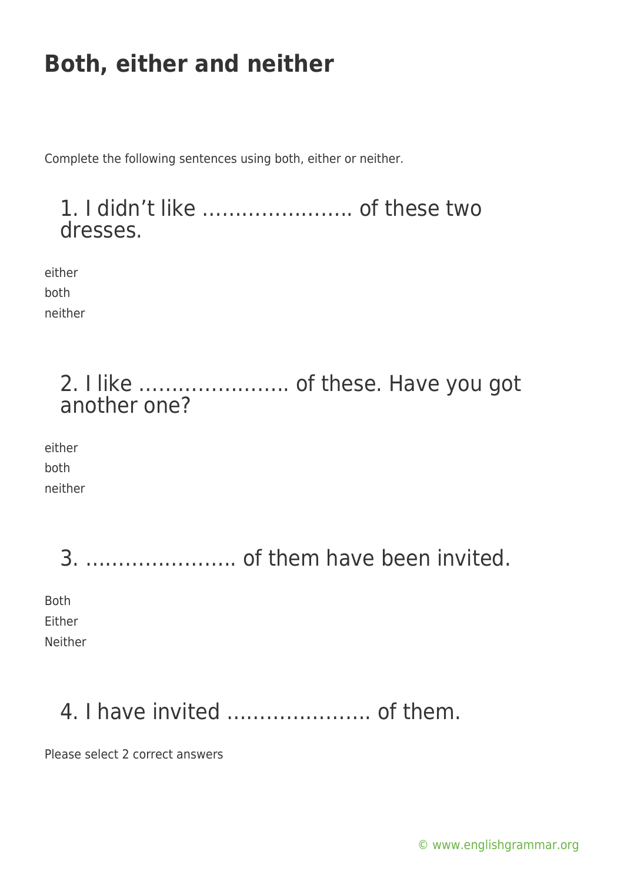# Both, either and neither

Complete the following sentences using both, either or neither.

## 1. I didn't like ………………….. of these two dresses.

either
both
neither

## 2. I like ………………….. of these. Have you got another one?

either
both
neither

## 3. ………………….. of them have been invited.

Both
Either
Neither

## 4. I have invited …………………. of them.

Please select 2 correct answers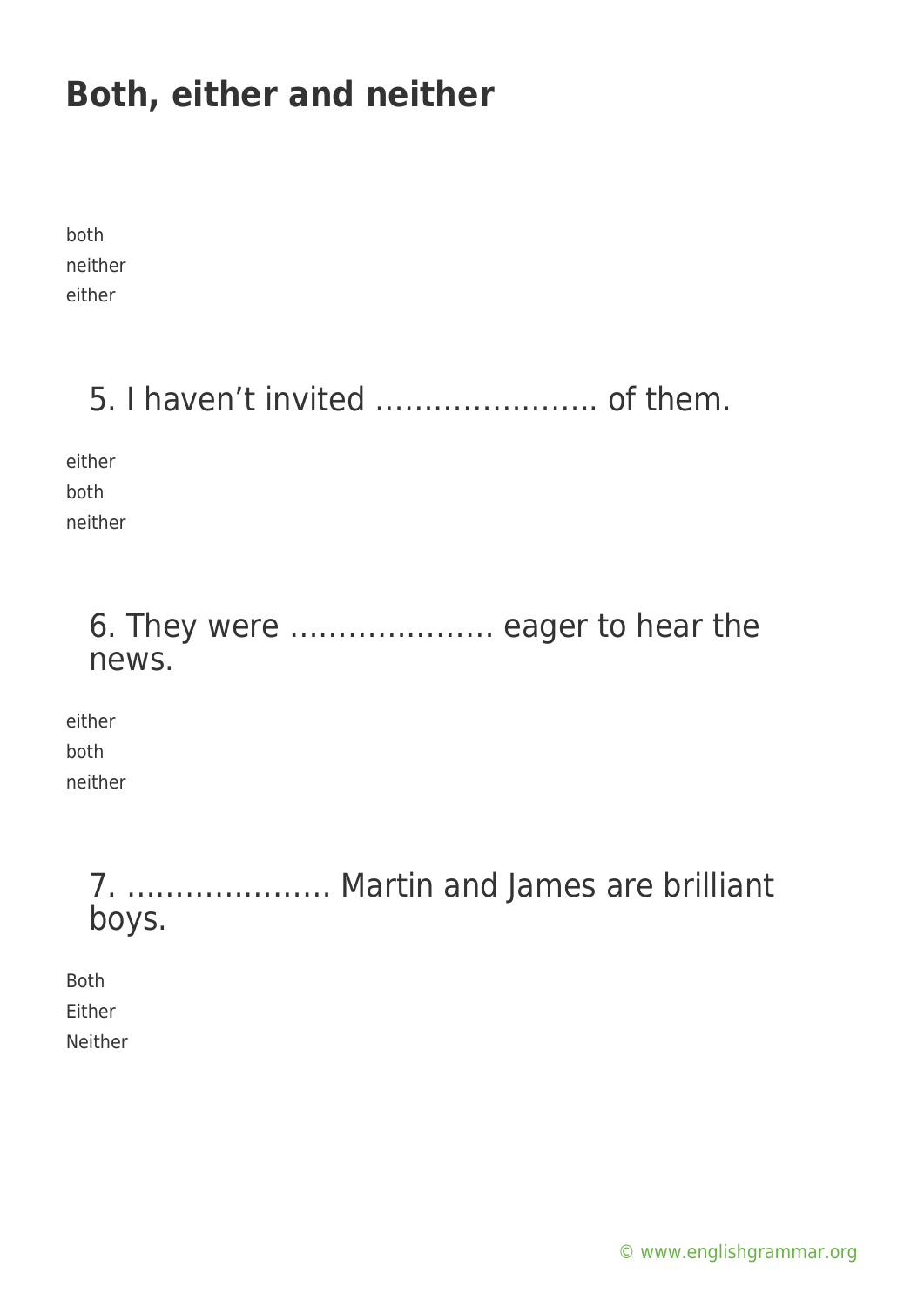# Both, either and neither

both
neither
either

5. I haven't invited ………………….. of them.

either
both
neither

6. They were ………………… eager to hear the news.

either
both
neither

7. ………………… Martin and James are brilliant boys.

Both
Either
Neither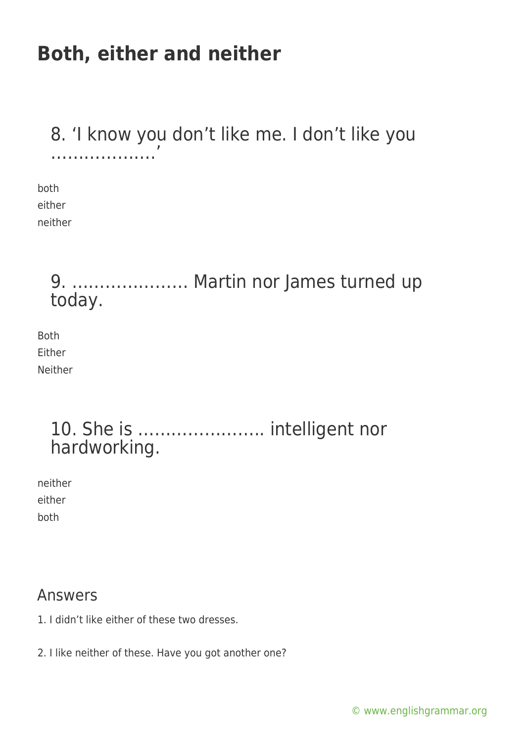# Both, either and neither

## 8. 'I know you don't like me. I don't like you ……………….'

both
either
neither

## 9. ………………… Martin nor James turned up today.

Both
Either
Neither

## 10. She is ………………….. intelligent nor hardworking.

neither
either
both

## Answers

1. I didn't like either of these two dresses.

2. I like neither of these. Have you got another one?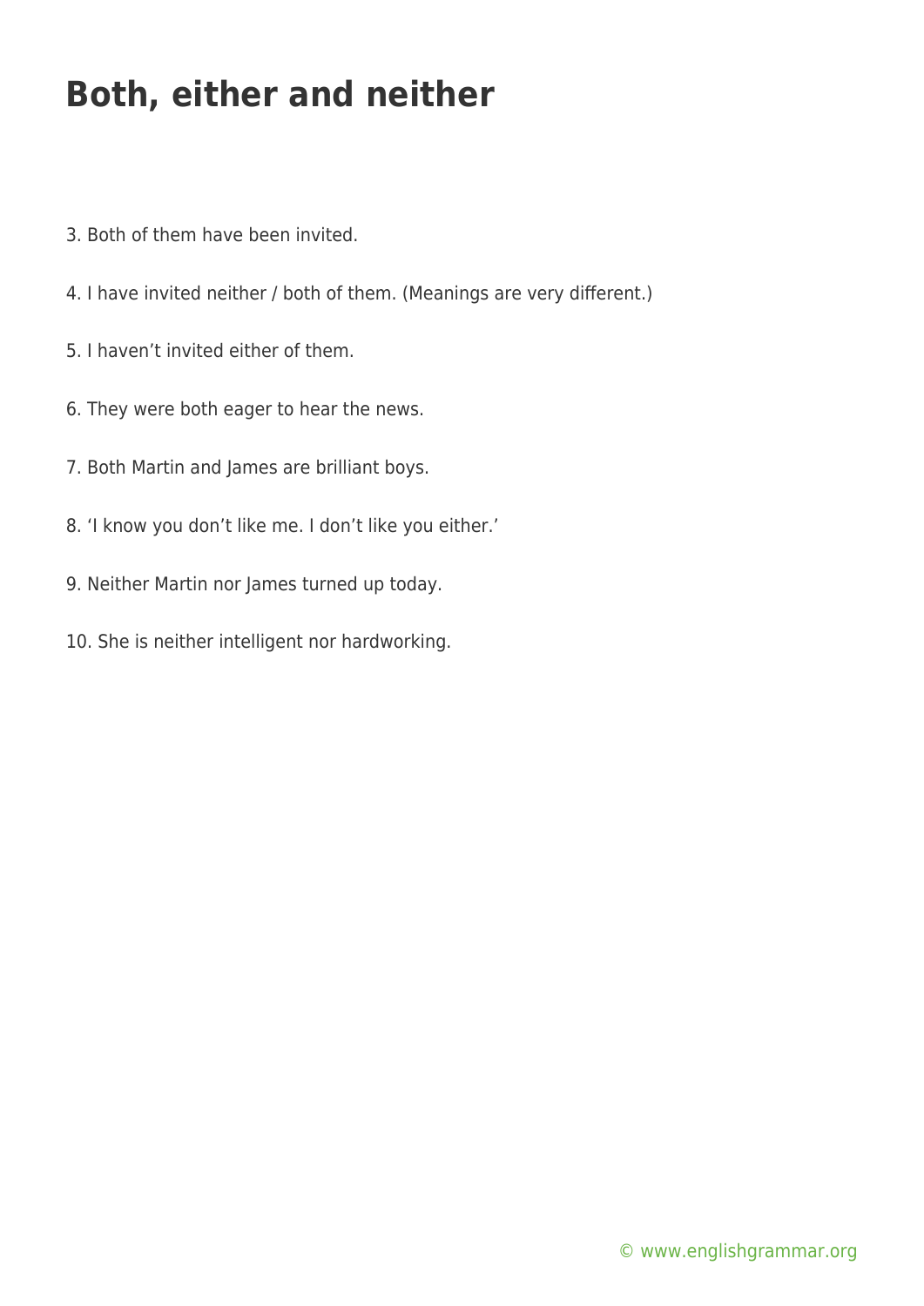# Both, either and neither

3. Both of them have been invited.

4. I have invited neither / both of them. (Meanings are very different.)

5. I haven't invited either of them.

6. They were both eager to hear the news.

7. Both Martin and James are brilliant boys.

8. 'I know you don't like me. I don't like you either.'

9. Neither Martin nor James turned up today.

10. She is neither intelligent nor hardworking.